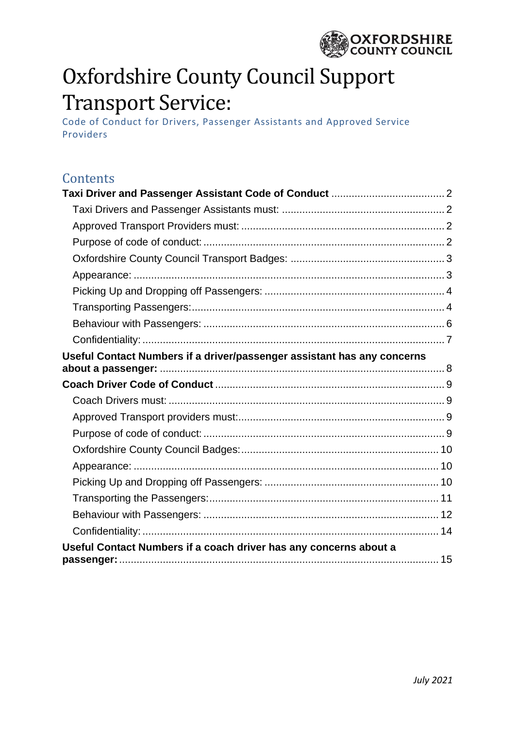# Oxfordshire County Council Support Transport Service:

Code of Conduct for Drivers, Passenger Assistants and Approved Service Providers

## Contents

**Taxi Driver and Passenger Assistant Code of Conduct** ........ 2
- Taxi Drivers and Passenger Assistants must: ........ 2
- Approved Transport Providers must: ........ 2
- Purpose of code of conduct: ........ 2
- Oxfordshire County Council Transport Badges: ........ 3
- Appearance: ........ 3
- Picking Up and Dropping off Passengers: ........ 4
- Transporting Passengers: ........ 4
- Behaviour with Passengers: ........ 6
- Confidentiality: ........ 7

**Useful Contact Numbers if a driver/passenger assistant has any concerns about a passenger:** ........ 8

**Coach Driver Code of Conduct** ........ 9
- Coach Drivers must: ........ 9
- Approved Transport providers must: ........ 9
- Purpose of code of conduct: ........ 9
- Oxfordshire County Council Badges: ........ 10
- Appearance: ........ 10
- Picking Up and Dropping off Passengers: ........ 10
- Transporting the Passengers: ........ 11
- Behaviour with Passengers: ........ 12
- Confidentiality: ........ 14

**Useful Contact Numbers if a coach driver has any concerns about a passenger:** ........ 15

*July 2021*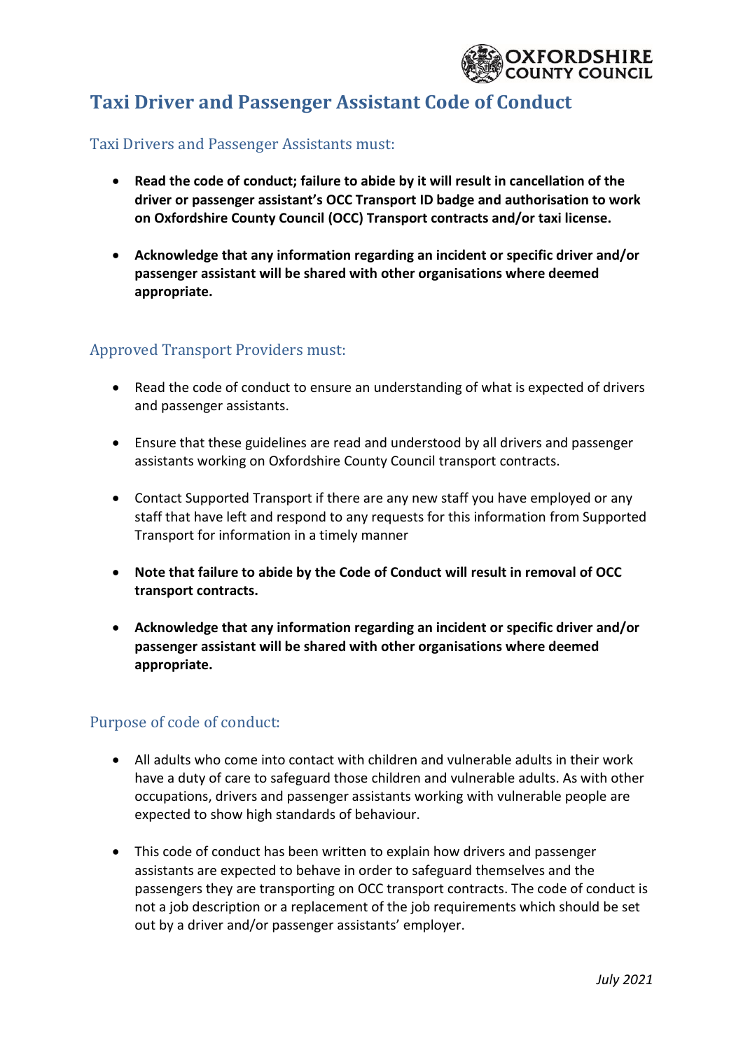# Taxi Driver and Passenger Assistant Code of Conduct

## Taxi Drivers and Passenger Assistants must:

- **Read the code of conduct; failure to abide by it will result in cancellation of the driver or passenger assistant's OCC Transport ID badge and authorisation to work on Oxfordshire County Council (OCC) Transport contracts and/or taxi license.**
- **Acknowledge that any information regarding an incident or specific driver and/or passenger assistant will be shared with other organisations where deemed appropriate.**

## Approved Transport Providers must:

- Read the code of conduct to ensure an understanding of what is expected of drivers and passenger assistants.
- Ensure that these guidelines are read and understood by all drivers and passenger assistants working on Oxfordshire County Council transport contracts.
- Contact Supported Transport if there are any new staff you have employed or any staff that have left and respond to any requests for this information from Supported Transport for information in a timely manner
- **Note that failure to abide by the Code of Conduct will result in removal of OCC transport contracts.**
- **Acknowledge that any information regarding an incident or specific driver and/or passenger assistant will be shared with other organisations where deemed appropriate.**

## Purpose of code of conduct:

- All adults who come into contact with children and vulnerable adults in their work have a duty of care to safeguard those children and vulnerable adults. As with other occupations, drivers and passenger assistants working with vulnerable people are expected to show high standards of behaviour.
- This code of conduct has been written to explain how drivers and passenger assistants are expected to behave in order to safeguard themselves and the passengers they are transporting on OCC transport contracts. The code of conduct is not a job description or a replacement of the job requirements which should be set out by a driver and/or passenger assistants' employer.

*July 2021*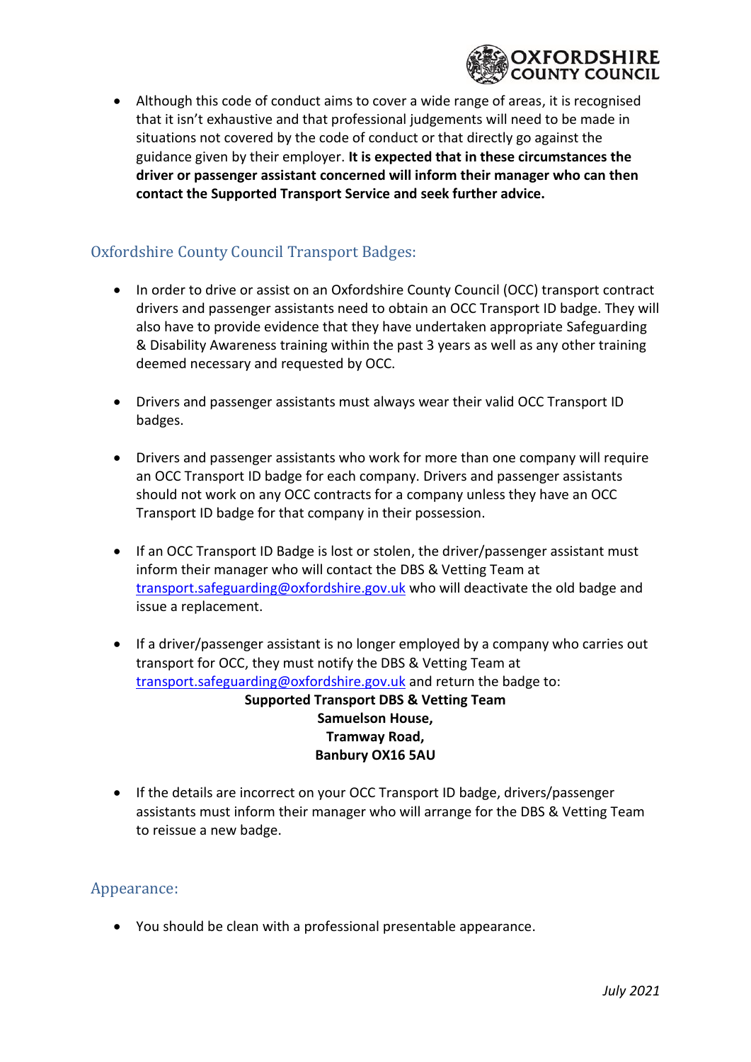- Although this code of conduct aims to cover a wide range of areas, it is recognised that it isn't exhaustive and that professional judgements will need to be made in situations not covered by the code of conduct or that directly go against the guidance given by their employer. **It is expected that in these circumstances the driver or passenger assistant concerned will inform their manager who can then contact the Supported Transport Service and seek further advice.**

## Oxfordshire County Council Transport Badges:

- In order to drive or assist on an Oxfordshire County Council (OCC) transport contract drivers and passenger assistants need to obtain an OCC Transport ID badge. They will also have to provide evidence that they have undertaken appropriate Safeguarding & Disability Awareness training within the past 3 years as well as any other training deemed necessary and requested by OCC.

- Drivers and passenger assistants must always wear their valid OCC Transport ID badges.

- Drivers and passenger assistants who work for more than one company will require an OCC Transport ID badge for each company. Drivers and passenger assistants should not work on any OCC contracts for a company unless they have an OCC Transport ID badge for that company in their possession.

- If an OCC Transport ID Badge is lost or stolen, the driver/passenger assistant must inform their manager who will contact the DBS & Vetting Team at transport.safeguarding@oxfordshire.gov.uk who will deactivate the old badge and issue a replacement.

- If a driver/passenger assistant is no longer employed by a company who carries out transport for OCC, they must notify the DBS & Vetting Team at transport.safeguarding@oxfordshire.gov.uk and return the badge to:

  **Supported Transport DBS & Vetting Team**
  **Samuelson House,**
  **Tramway Road,**
  **Banbury OX16 5AU**

- If the details are incorrect on your OCC Transport ID badge, drivers/passenger assistants must inform their manager who will arrange for the DBS & Vetting Team to reissue a new badge.

## Appearance:

- You should be clean with a professional presentable appearance.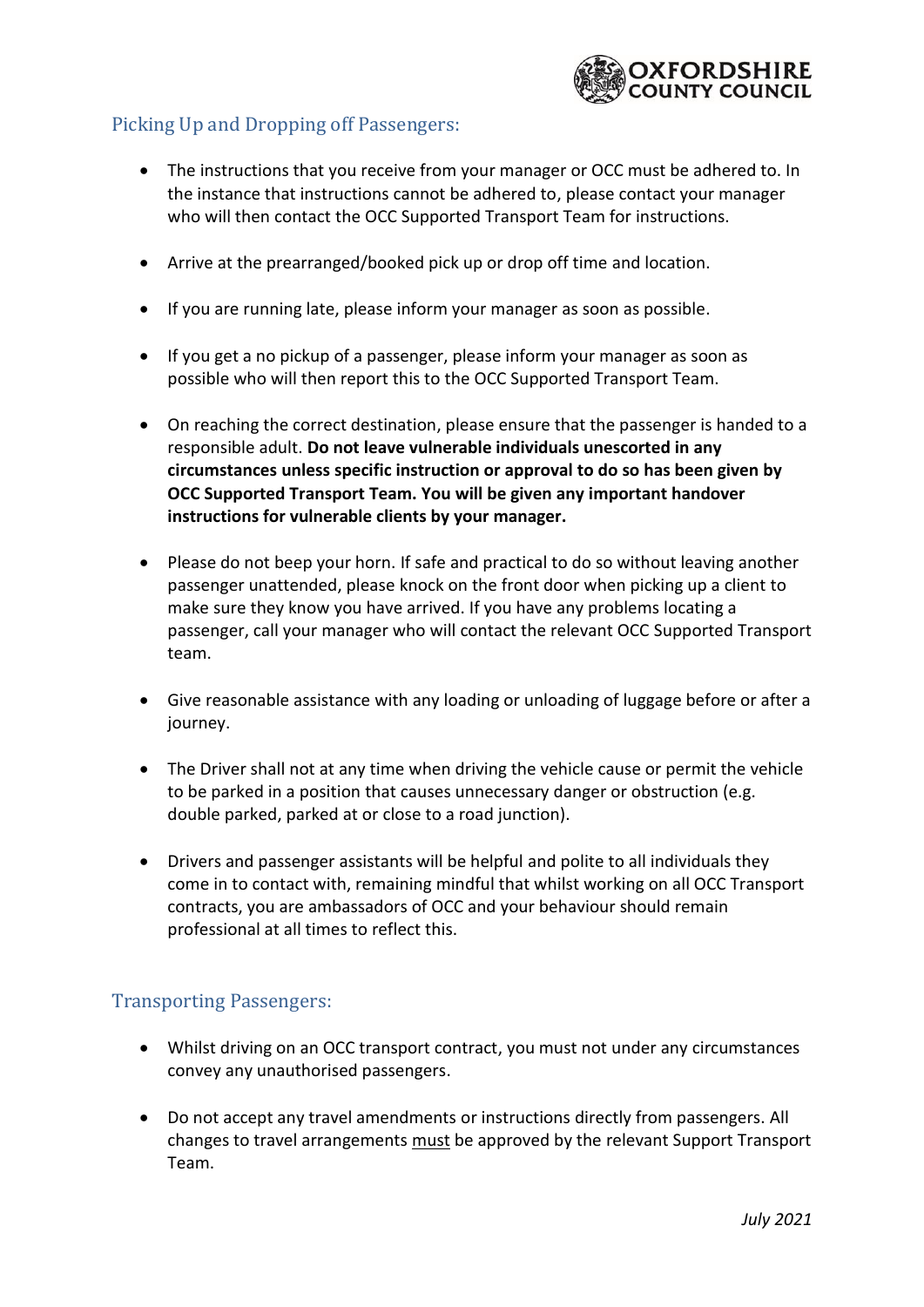## Picking Up and Dropping off Passengers:

- The instructions that you receive from your manager or OCC must be adhered to. In the instance that instructions cannot be adhered to, please contact your manager who will then contact the OCC Supported Transport Team for instructions.

- Arrive at the prearranged/booked pick up or drop off time and location.

- If you are running late, please inform your manager as soon as possible.

- If you get a no pickup of a passenger, please inform your manager as soon as possible who will then report this to the OCC Supported Transport Team.

- On reaching the correct destination, please ensure that the passenger is handed to a responsible adult. **Do not leave vulnerable individuals unescorted in any circumstances unless specific instruction or approval to do so has been given by OCC Supported Transport Team. You will be given any important handover instructions for vulnerable clients by your manager.**

- Please do not beep your horn. If safe and practical to do so without leaving another passenger unattended, please knock on the front door when picking up a client to make sure they know you have arrived. If you have any problems locating a passenger, call your manager who will contact the relevant OCC Supported Transport team.

- Give reasonable assistance with any loading or unloading of luggage before or after a journey.

- The Driver shall not at any time when driving the vehicle cause or permit the vehicle to be parked in a position that causes unnecessary danger or obstruction (e.g. double parked, parked at or close to a road junction).

- Drivers and passenger assistants will be helpful and polite to all individuals they come in to contact with, remaining mindful that whilst working on all OCC Transport contracts, you are ambassadors of OCC and your behaviour should remain professional at all times to reflect this.

## Transporting Passengers:

- Whilst driving on an OCC transport contract, you must not under any circumstances convey any unauthorised passengers.

- Do not accept any travel amendments or instructions directly from passengers. All changes to travel arrangements must be approved by the relevant Support Transport Team.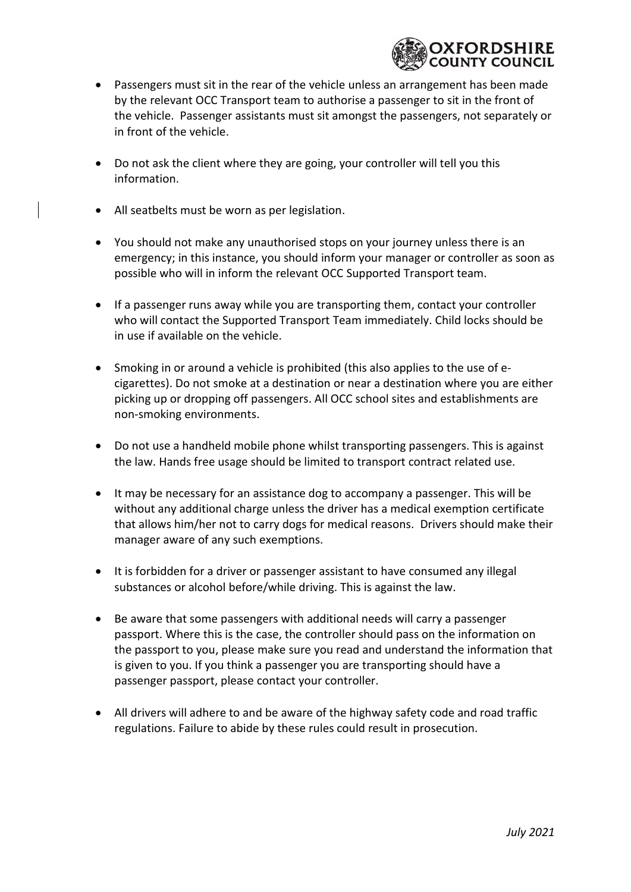- Passengers must sit in the rear of the vehicle unless an arrangement has been made by the relevant OCC Transport team to authorise a passenger to sit in the front of the vehicle. Passenger assistants must sit amongst the passengers, not separately or in front of the vehicle.

- Do not ask the client where they are going, your controller will tell you this information.

- All seatbelts must be worn as per legislation.

- You should not make any unauthorised stops on your journey unless there is an emergency; in this instance, you should inform your manager or controller as soon as possible who will in inform the relevant OCC Supported Transport team.

- If a passenger runs away while you are transporting them, contact your controller who will contact the Supported Transport Team immediately. Child locks should be in use if available on the vehicle.

- Smoking in or around a vehicle is prohibited (this also applies to the use of e-cigarettes). Do not smoke at a destination or near a destination where you are either picking up or dropping off passengers. All OCC school sites and establishments are non-smoking environments.

- Do not use a handheld mobile phone whilst transporting passengers. This is against the law. Hands free usage should be limited to transport contract related use.

- It may be necessary for an assistance dog to accompany a passenger. This will be without any additional charge unless the driver has a medical exemption certificate that allows him/her not to carry dogs for medical reasons. Drivers should make their manager aware of any such exemptions.

- It is forbidden for a driver or passenger assistant to have consumed any illegal substances or alcohol before/while driving. This is against the law.

- Be aware that some passengers with additional needs will carry a passenger passport. Where this is the case, the controller should pass on the information on the passport to you, please make sure you read and understand the information that is given to you. If you think a passenger you are transporting should have a passenger passport, please contact your controller.

- All drivers will adhere to and be aware of the highway safety code and road traffic regulations. Failure to abide by these rules could result in prosecution.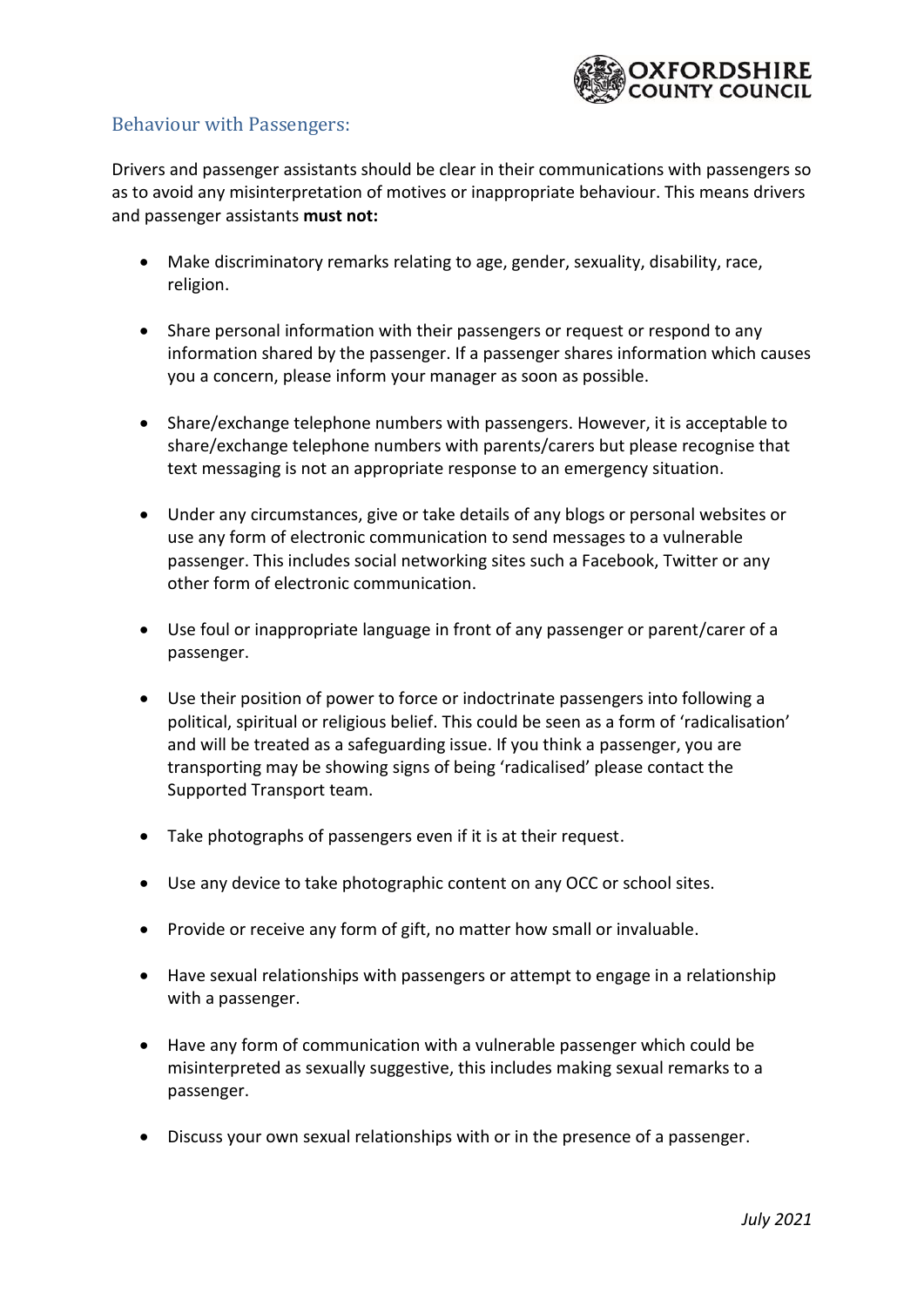## Behaviour with Passengers:

Drivers and passenger assistants should be clear in their communications with passengers so as to avoid any misinterpretation of motives or inappropriate behaviour. This means drivers and passenger assistants **must not:**

- Make discriminatory remarks relating to age, gender, sexuality, disability, race, religion.
- Share personal information with their passengers or request or respond to any information shared by the passenger. If a passenger shares information which causes you a concern, please inform your manager as soon as possible.
- Share/exchange telephone numbers with passengers. However, it is acceptable to share/exchange telephone numbers with parents/carers but please recognise that text messaging is not an appropriate response to an emergency situation.
- Under any circumstances, give or take details of any blogs or personal websites or use any form of electronic communication to send messages to a vulnerable passenger. This includes social networking sites such a Facebook, Twitter or any other form of electronic communication.
- Use foul or inappropriate language in front of any passenger or parent/carer of a passenger.
- Use their position of power to force or indoctrinate passengers into following a political, spiritual or religious belief. This could be seen as a form of 'radicalisation' and will be treated as a safeguarding issue. If you think a passenger, you are transporting may be showing signs of being 'radicalised' please contact the Supported Transport team.
- Take photographs of passengers even if it is at their request.
- Use any device to take photographic content on any OCC or school sites.
- Provide or receive any form of gift, no matter how small or invaluable.
- Have sexual relationships with passengers or attempt to engage in a relationship with a passenger.
- Have any form of communication with a vulnerable passenger which could be misinterpreted as sexually suggestive, this includes making sexual remarks to a passenger.
- Discuss your own sexual relationships with or in the presence of a passenger.

*July 2021*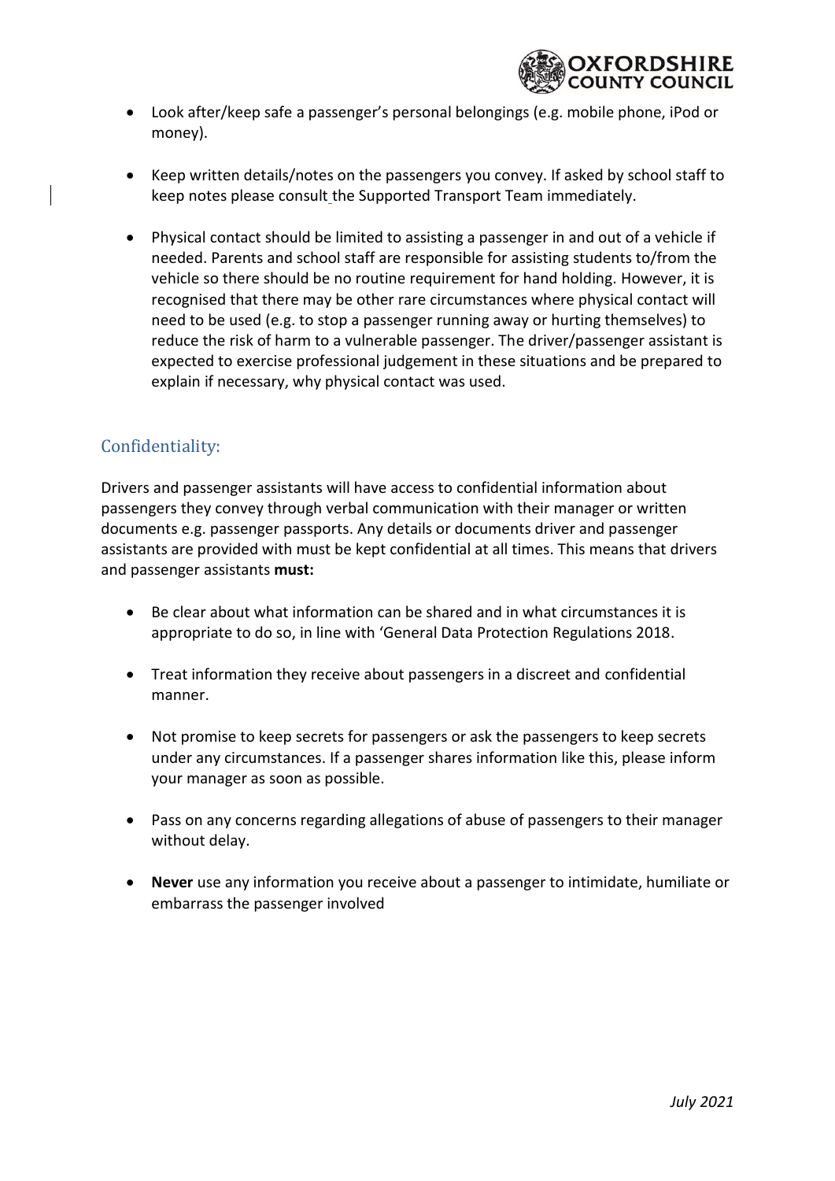- Look after/keep safe a passenger's personal belongings (e.g. mobile phone, iPod or money).

- Keep written details/notes on the passengers you convey. If asked by school staff to keep notes please consult the Supported Transport Team immediately.

- Physical contact should be limited to assisting a passenger in and out of a vehicle if needed. Parents and school staff are responsible for assisting students to/from the vehicle so there should be no routine requirement for hand holding. However, it is recognised that there may be other rare circumstances where physical contact will need to be used (e.g. to stop a passenger running away or hurting themselves) to reduce the risk of harm to a vulnerable passenger. The driver/passenger assistant is expected to exercise professional judgement in these situations and be prepared to explain if necessary, why physical contact was used.

## Confidentiality:

Drivers and passenger assistants will have access to confidential information about passengers they convey through verbal communication with their manager or written documents e.g. passenger passports. Any details or documents driver and passenger assistants are provided with must be kept confidential at all times. This means that drivers and passenger assistants **must:**

- Be clear about what information can be shared and in what circumstances it is appropriate to do so, in line with 'General Data Protection Regulations 2018.

- Treat information they receive about passengers in a discreet and confidential manner.

- Not promise to keep secrets for passengers or ask the passengers to keep secrets under any circumstances. If a passenger shares information like this, please inform your manager as soon as possible.

- Pass on any concerns regarding allegations of abuse of passengers to their manager without delay.

- **Never** use any information you receive about a passenger to intimidate, humiliate or embarrass the passenger involved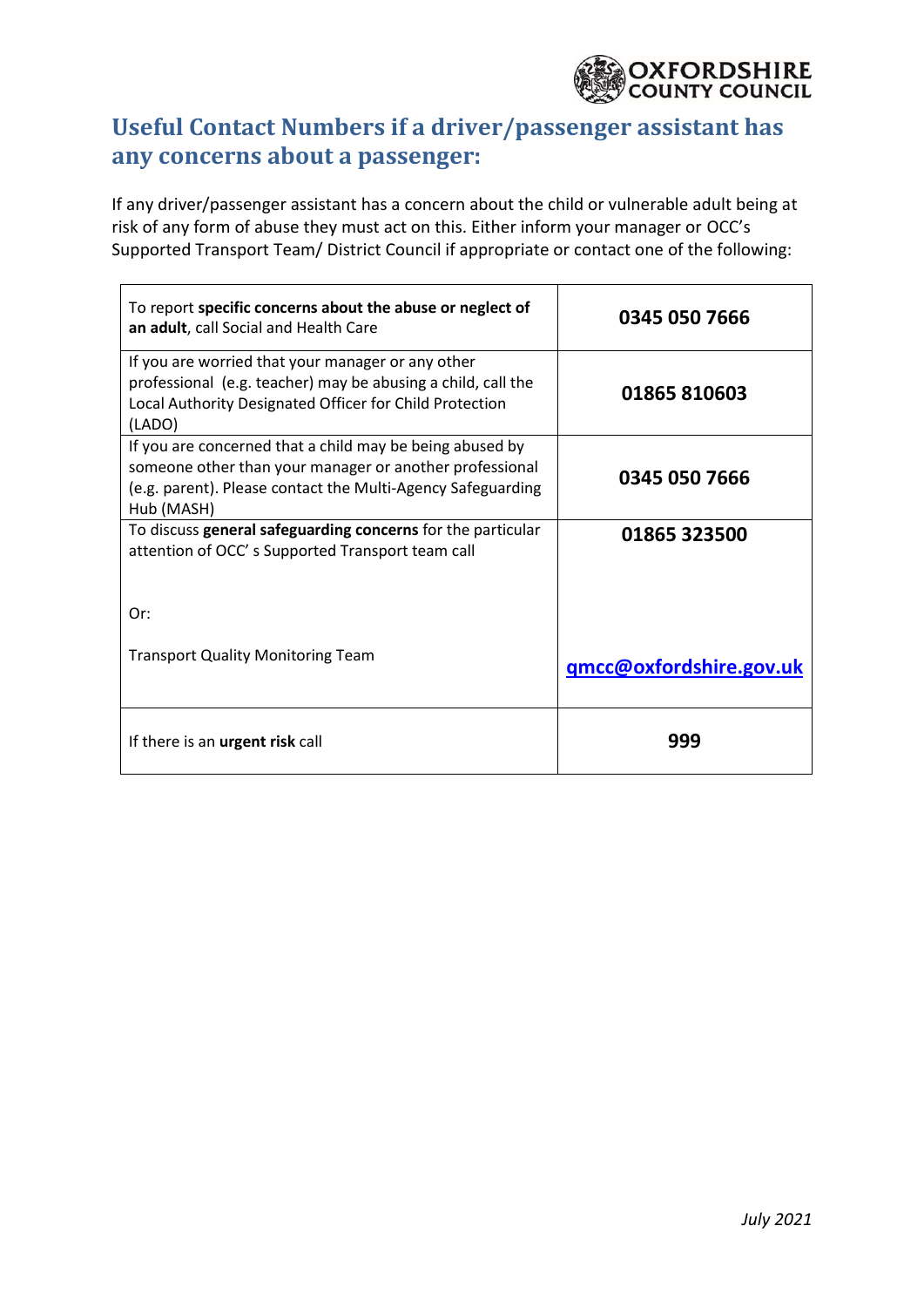## Useful Contact Numbers if a driver/passenger assistant has any concerns about a passenger:

If any driver/passenger assistant has a concern about the child or vulnerable adult being at risk of any form of abuse they must act on this. Either inform your manager or OCC's Supported Transport Team/ District Council if appropriate or contact one of the following:

| | |
|---|---|
| To report **specific concerns about the abuse or neglect of an adult**, call Social and Health Care | **0345 050 7666** |
| If you are worried that your manager or any other professional (e.g. teacher) may be abusing a child, call the Local Authority Designated Officer for Child Protection (LADO) | **01865 810603** |
| If you are concerned that a child may be being abused by someone other than your manager or another professional (e.g. parent). Please contact the Multi-Agency Safeguarding Hub (MASH) | **0345 050 7666** |
| To discuss **general safeguarding concerns** for the particular attention of OCC' s Supported Transport team call<br><br>Or:<br><br>Transport Quality Monitoring Team | **01865 323500**<br><br><br><br>**qmcc@oxfordshire.gov.uk** |
| If there is an **urgent risk** call | **999** |

*July 2021*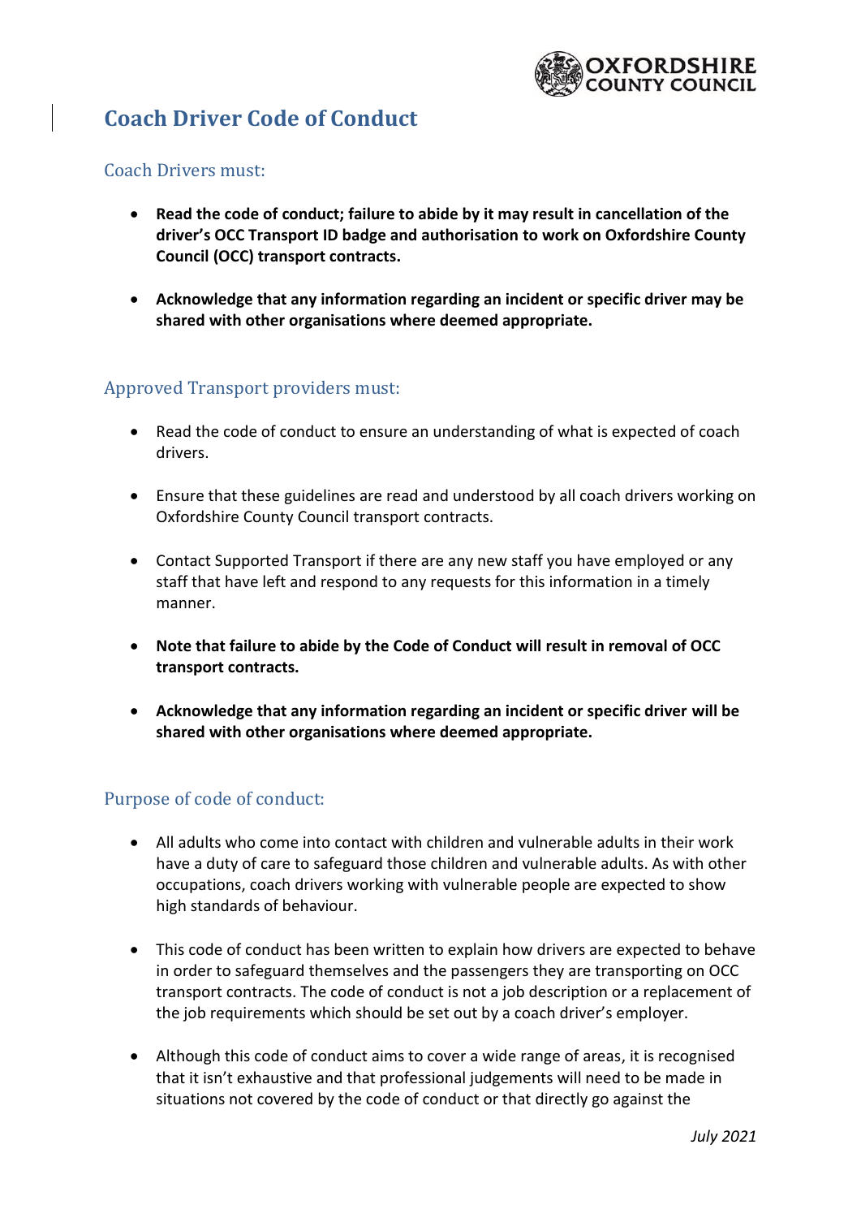# Coach Driver Code of Conduct

## Coach Drivers must:

- **Read the code of conduct; failure to abide by it may result in cancellation of the driver's OCC Transport ID badge and authorisation to work on Oxfordshire County Council (OCC) transport contracts.**

- **Acknowledge that any information regarding an incident or specific driver may be shared with other organisations where deemed appropriate.**

## Approved Transport providers must:

- Read the code of conduct to ensure an understanding of what is expected of coach drivers.

- Ensure that these guidelines are read and understood by all coach drivers working on Oxfordshire County Council transport contracts.

- Contact Supported Transport if there are any new staff you have employed or any staff that have left and respond to any requests for this information in a timely manner.

- **Note that failure to abide by the Code of Conduct will result in removal of OCC transport contracts.**

- **Acknowledge that any information regarding an incident or specific driver will be shared with other organisations where deemed appropriate.**

## Purpose of code of conduct:

- All adults who come into contact with children and vulnerable adults in their work have a duty of care to safeguard those children and vulnerable adults. As with other occupations, coach drivers working with vulnerable people are expected to show high standards of behaviour.

- This code of conduct has been written to explain how drivers are expected to behave in order to safeguard themselves and the passengers they are transporting on OCC transport contracts. The code of conduct is not a job description or a replacement of the job requirements which should be set out by a coach driver's employer.

- Although this code of conduct aims to cover a wide range of areas, it is recognised that it isn't exhaustive and that professional judgements will need to be made in situations not covered by the code of conduct or that directly go against the

*July 2021*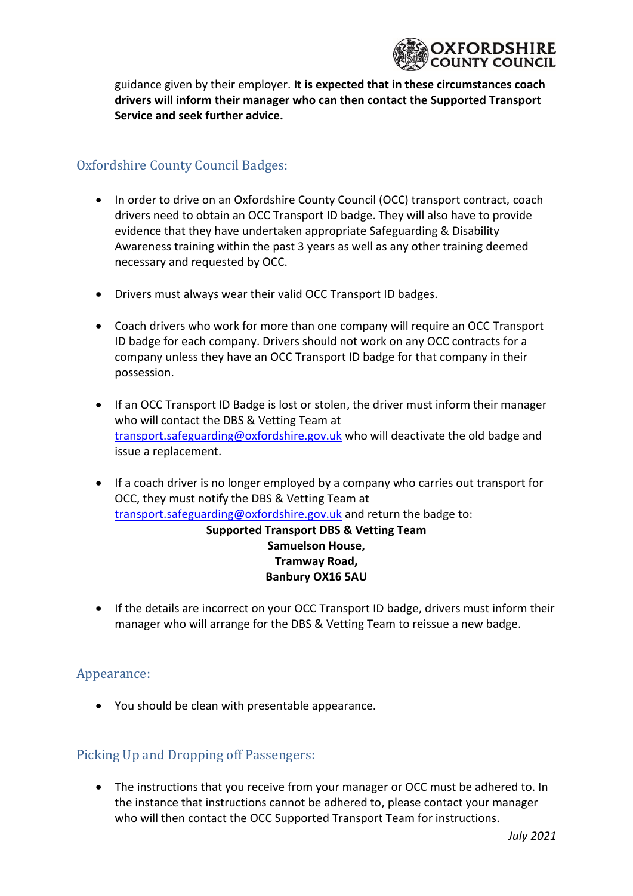guidance given by their employer. **It is expected that in these circumstances coach drivers will inform their manager who can then contact the Supported Transport Service and seek further advice.**

## Oxfordshire County Council Badges:

- In order to drive on an Oxfordshire County Council (OCC) transport contract, coach drivers need to obtain an OCC Transport ID badge. They will also have to provide evidence that they have undertaken appropriate Safeguarding & Disability Awareness training within the past 3 years as well as any other training deemed necessary and requested by OCC.

- Drivers must always wear their valid OCC Transport ID badges.

- Coach drivers who work for more than one company will require an OCC Transport ID badge for each company. Drivers should not work on any OCC contracts for a company unless they have an OCC Transport ID badge for that company in their possession.

- If an OCC Transport ID Badge is lost or stolen, the driver must inform their manager who will contact the DBS & Vetting Team at transport.safeguarding@oxfordshire.gov.uk who will deactivate the old badge and issue a replacement.

- If a coach driver is no longer employed by a company who carries out transport for OCC, they must notify the DBS & Vetting Team at transport.safeguarding@oxfordshire.gov.uk and return the badge to:

  **Supported Transport DBS & Vetting Team**
  **Samuelson House,**
  **Tramway Road,**
  **Banbury OX16 5AU**

- If the details are incorrect on your OCC Transport ID badge, drivers must inform their manager who will arrange for the DBS & Vetting Team to reissue a new badge.

## Appearance:

- You should be clean with presentable appearance.

## Picking Up and Dropping off Passengers:

- The instructions that you receive from your manager or OCC must be adhered to. In the instance that instructions cannot be adhered to, please contact your manager who will then contact the OCC Supported Transport Team for instructions.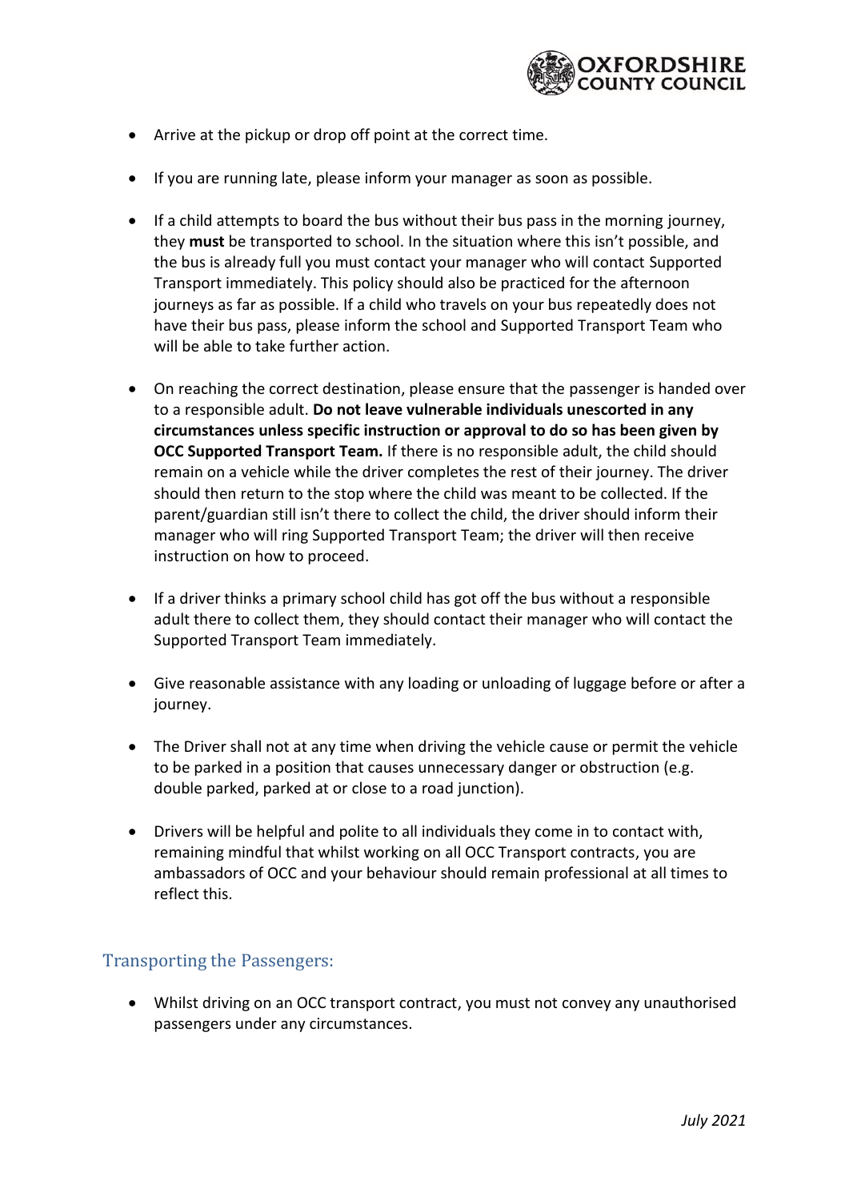- Arrive at the pickup or drop off point at the correct time.
- If you are running late, please inform your manager as soon as possible.
- If a child attempts to board the bus without their bus pass in the morning journey, they **must** be transported to school. In the situation where this isn't possible, and the bus is already full you must contact your manager who will contact Supported Transport immediately. This policy should also be practiced for the afternoon journeys as far as possible. If a child who travels on your bus repeatedly does not have their bus pass, please inform the school and Supported Transport Team who will be able to take further action.
- On reaching the correct destination, please ensure that the passenger is handed over to a responsible adult. **Do not leave vulnerable individuals unescorted in any circumstances unless specific instruction or approval to do so has been given by OCC Supported Transport Team.** If there is no responsible adult, the child should remain on a vehicle while the driver completes the rest of their journey. The driver should then return to the stop where the child was meant to be collected. If the parent/guardian still isn't there to collect the child, the driver should inform their manager who will ring Supported Transport Team; the driver will then receive instruction on how to proceed.
- If a driver thinks a primary school child has got off the bus without a responsible adult there to collect them, they should contact their manager who will contact the Supported Transport Team immediately.
- Give reasonable assistance with any loading or unloading of luggage before or after a journey.
- The Driver shall not at any time when driving the vehicle cause or permit the vehicle to be parked in a position that causes unnecessary danger or obstruction (e.g. double parked, parked at or close to a road junction).
- Drivers will be helpful and polite to all individuals they come in to contact with, remaining mindful that whilst working on all OCC Transport contracts, you are ambassadors of OCC and your behaviour should remain professional at all times to reflect this.

## Transporting the Passengers:

- Whilst driving on an OCC transport contract, you must not convey any unauthorised passengers under any circumstances.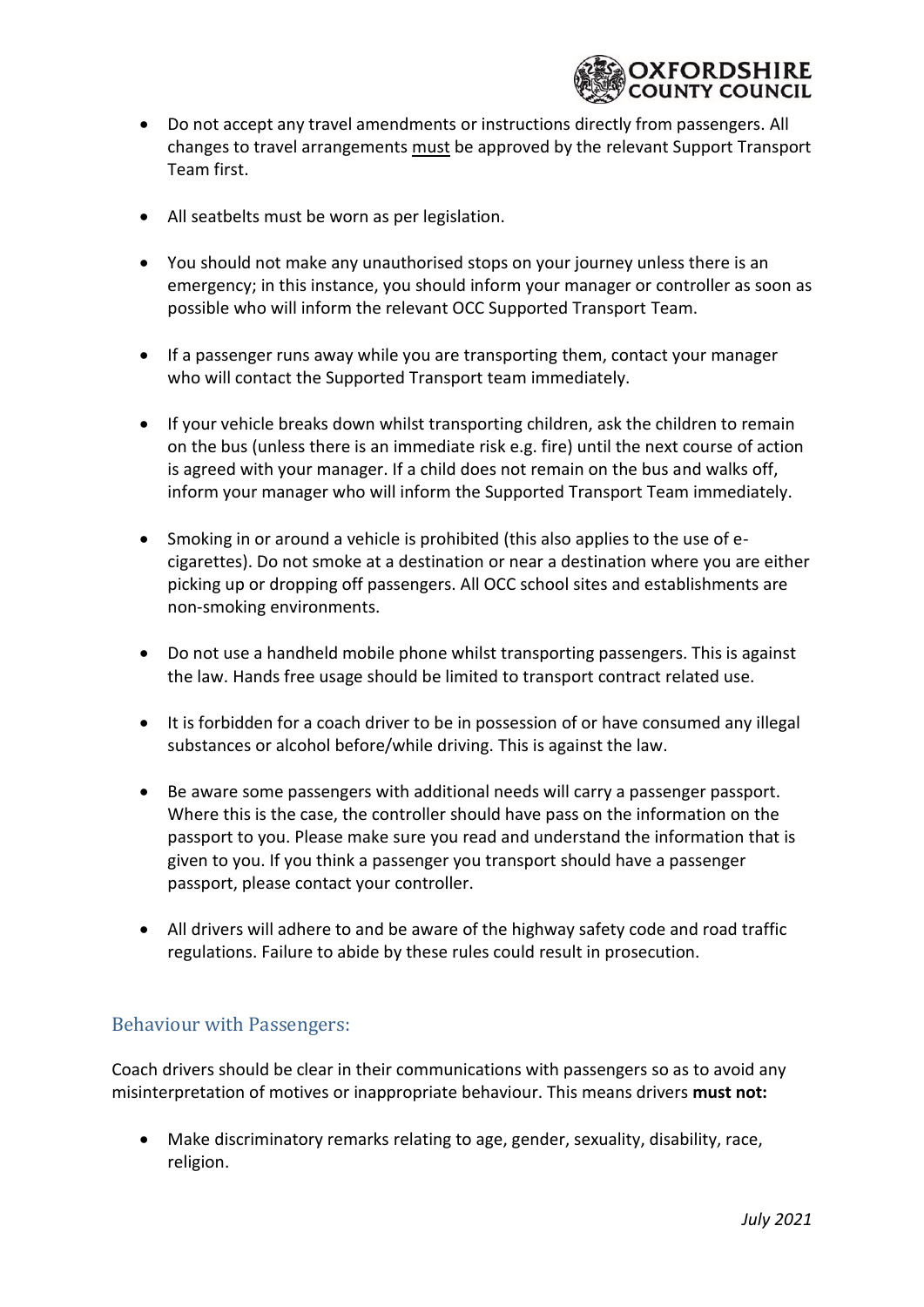- Do not accept any travel amendments or instructions directly from passengers. All changes to travel arrangements must be approved by the relevant Support Transport Team first.

- All seatbelts must be worn as per legislation.

- You should not make any unauthorised stops on your journey unless there is an emergency; in this instance, you should inform your manager or controller as soon as possible who will inform the relevant OCC Supported Transport Team.

- If a passenger runs away while you are transporting them, contact your manager who will contact the Supported Transport team immediately.

- If your vehicle breaks down whilst transporting children, ask the children to remain on the bus (unless there is an immediate risk e.g. fire) until the next course of action is agreed with your manager. If a child does not remain on the bus and walks off, inform your manager who will inform the Supported Transport Team immediately.

- Smoking in or around a vehicle is prohibited (this also applies to the use of e-cigarettes). Do not smoke at a destination or near a destination where you are either picking up or dropping off passengers. All OCC school sites and establishments are non-smoking environments.

- Do not use a handheld mobile phone whilst transporting passengers. This is against the law. Hands free usage should be limited to transport contract related use.

- It is forbidden for a coach driver to be in possession of or have consumed any illegal substances or alcohol before/while driving. This is against the law.

- Be aware some passengers with additional needs will carry a passenger passport. Where this is the case, the controller should have pass on the information on the passport to you. Please make sure you read and understand the information that is given to you. If you think a passenger you transport should have a passenger passport, please contact your controller.

- All drivers will adhere to and be aware of the highway safety code and road traffic regulations. Failure to abide by these rules could result in prosecution.

## Behaviour with Passengers:

Coach drivers should be clear in their communications with passengers so as to avoid any misinterpretation of motives or inappropriate behaviour. This means drivers **must not:**

- Make discriminatory remarks relating to age, gender, sexuality, disability, race, religion.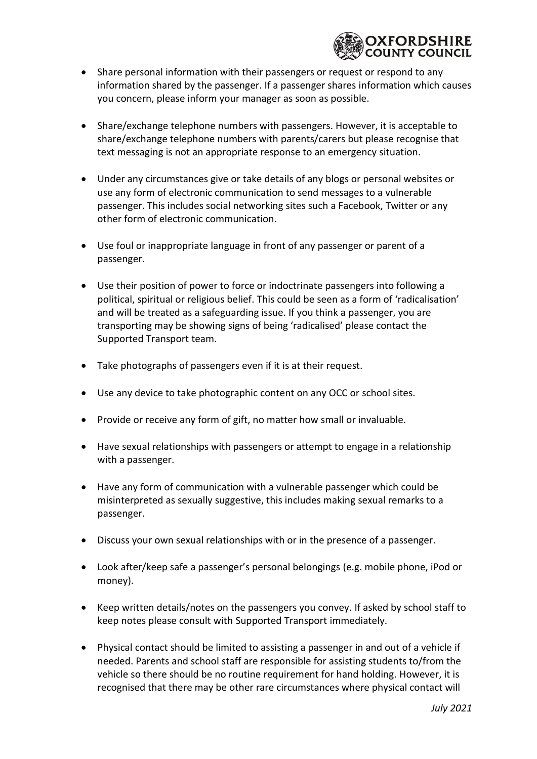- Share personal information with their passengers or request or respond to any information shared by the passenger. If a passenger shares information which causes you concern, please inform your manager as soon as possible.

- Share/exchange telephone numbers with passengers. However, it is acceptable to share/exchange telephone numbers with parents/carers but please recognise that text messaging is not an appropriate response to an emergency situation.

- Under any circumstances give or take details of any blogs or personal websites or use any form of electronic communication to send messages to a vulnerable passenger. This includes social networking sites such a Facebook, Twitter or any other form of electronic communication.

- Use foul or inappropriate language in front of any passenger or parent of a passenger.

- Use their position of power to force or indoctrinate passengers into following a political, spiritual or religious belief. This could be seen as a form of 'radicalisation' and will be treated as a safeguarding issue. If you think a passenger, you are transporting may be showing signs of being 'radicalised' please contact the Supported Transport team.

- Take photographs of passengers even if it is at their request.

- Use any device to take photographic content on any OCC or school sites.

- Provide or receive any form of gift, no matter how small or invaluable.

- Have sexual relationships with passengers or attempt to engage in a relationship with a passenger.

- Have any form of communication with a vulnerable passenger which could be misinterpreted as sexually suggestive, this includes making sexual remarks to a passenger.

- Discuss your own sexual relationships with or in the presence of a passenger.

- Look after/keep safe a passenger's personal belongings (e.g. mobile phone, iPod or money).

- Keep written details/notes on the passengers you convey. If asked by school staff to keep notes please consult with Supported Transport immediately.

- Physical contact should be limited to assisting a passenger in and out of a vehicle if needed. Parents and school staff are responsible for assisting students to/from the vehicle so there should be no routine requirement for hand holding. However, it is recognised that there may be other rare circumstances where physical contact will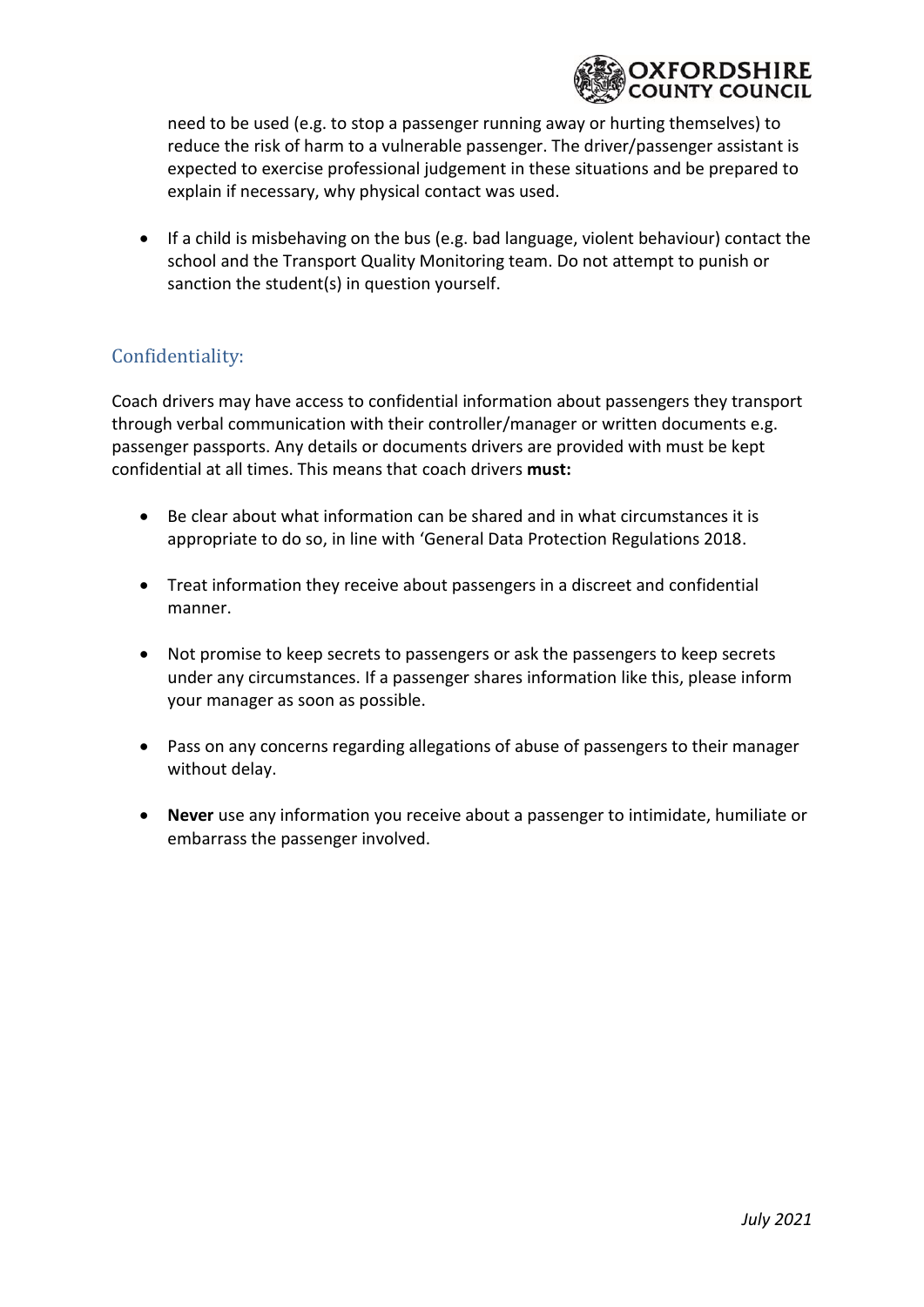need to be used (e.g. to stop a passenger running away or hurting themselves) to reduce the risk of harm to a vulnerable passenger. The driver/passenger assistant is expected to exercise professional judgement in these situations and be prepared to explain if necessary, why physical contact was used.

- If a child is misbehaving on the bus (e.g. bad language, violent behaviour) contact the school and the Transport Quality Monitoring team. Do not attempt to punish or sanction the student(s) in question yourself.

## Confidentiality:

Coach drivers may have access to confidential information about passengers they transport through verbal communication with their controller/manager or written documents e.g. passenger passports. Any details or documents drivers are provided with must be kept confidential at all times. This means that coach drivers **must:**

- Be clear about what information can be shared and in what circumstances it is appropriate to do so, in line with 'General Data Protection Regulations 2018.
- Treat information they receive about passengers in a discreet and confidential manner.
- Not promise to keep secrets to passengers or ask the passengers to keep secrets under any circumstances. If a passenger shares information like this, please inform your manager as soon as possible.
- Pass on any concerns regarding allegations of abuse of passengers to their manager without delay.
- **Never** use any information you receive about a passenger to intimidate, humiliate or embarrass the passenger involved.

*July 2021*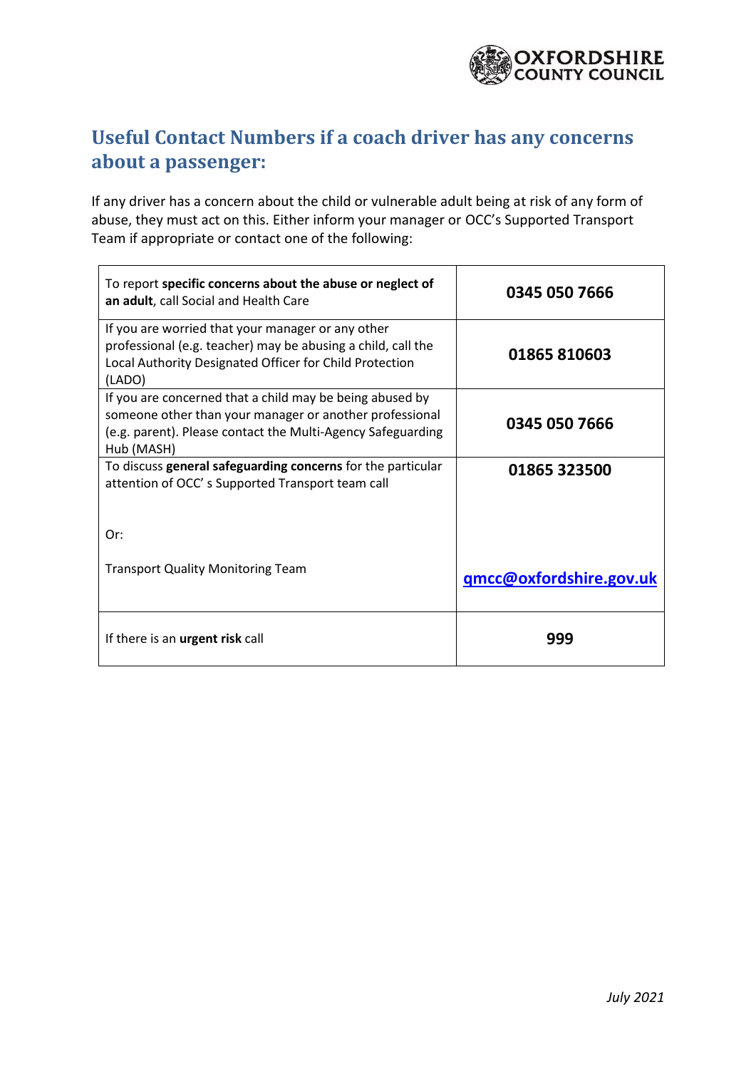## Useful Contact Numbers if a coach driver has any concerns about a passenger:

If any driver has a concern about the child or vulnerable adult being at risk of any form of abuse, they must act on this. Either inform your manager or OCC's Supported Transport Team if appropriate or contact one of the following:

| | |
|---|---|
| To report **specific concerns about the abuse or neglect of an adult**, call Social and Health Care | **0345 050 7666** |
| If you are worried that your manager or any other professional (e.g. teacher) may be abusing a child, call the Local Authority Designated Officer for Child Protection (LADO) | **01865 810603** |
| If you are concerned that a child may be being abused by someone other than your manager or another professional (e.g. parent). Please contact the Multi-Agency Safeguarding Hub (MASH) | **0345 050 7666** |
| To discuss **general safeguarding concerns** for the particular attention of OCC' s Supported Transport team call<br><br>Or:<br><br>Transport Quality Monitoring Team | **01865 323500**<br><br><br><br>**qmcc@oxfordshire.gov.uk** |
| If there is an **urgent risk** call | **999** |

*July 2021*